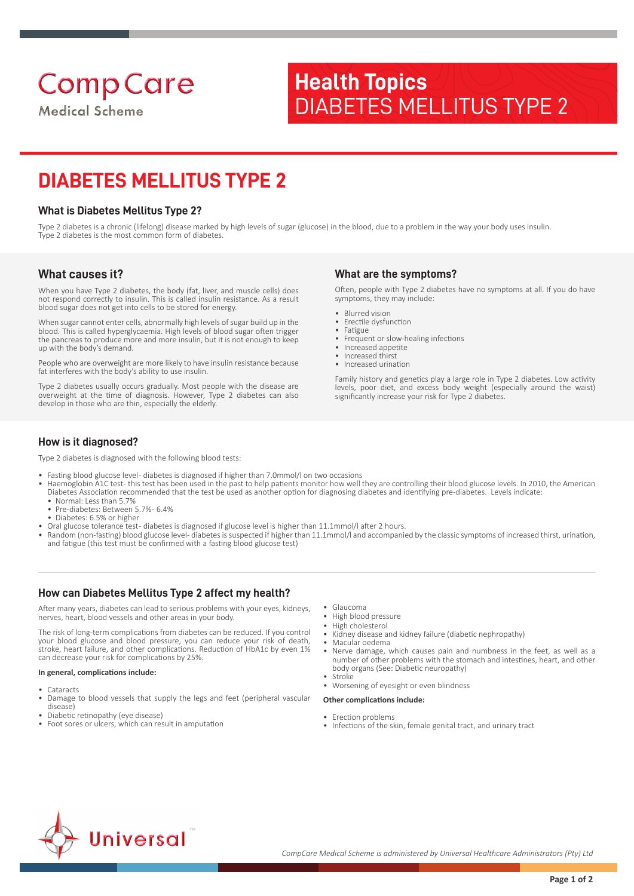CompCare Medical Scheme

**Health Topics**
DIABETES MELLITUS TYPE 2

# DIABETES MELLITUS TYPE 2

### What is Diabetes Mellitus Type 2?

Type 2 diabetes is a chronic (lifelong) disease marked by high levels of sugar (glucose) in the blood, due to a problem in the way your body uses insulin. Type 2 diabetes is the most common form of diabetes.

### What causes it?

When you have Type 2 diabetes, the body (fat, liver, and muscle cells) does not respond correctly to insulin. This is called insulin resistance. As a result blood sugar does not get into cells to be stored for energy.

When sugar cannot enter cells, abnormally high levels of sugar build up in the blood. This is called hyperglycaemia. High levels of blood sugar often trigger the pancreas to produce more and more insulin, but it is not enough to keep up with the body's demand.

People who are overweight are more likely to have insulin resistance because fat interferes with the body's ability to use insulin.

Type 2 diabetes usually occurs gradually. Most people with the disease are overweight at the time of diagnosis. However, Type 2 diabetes can also develop in those who are thin, especially the elderly.

### What are the symptoms?

Often, people with Type 2 diabetes have no symptoms at all. If you do have symptoms, they may include:

- Blurred vision
- Erectile dysfunction
- Fatigue
- Frequent or slow-healing infections
- Increased appetite
- Increased thirst
- Increased urination

Family history and genetics play a large role in Type 2 diabetes. Low activity levels, poor diet, and excess body weight (especially around the waist) significantly increase your risk for Type 2 diabetes.

### How is it diagnosed?

Type 2 diabetes is diagnosed with the following blood tests:

- Fasting blood glucose level- diabetes is diagnosed if higher than 7.0mmol/l on two occasions
- Haemoglobin A1C test- this test has been used in the past to help patients monitor how well they are controlling their blood glucose levels. In 2010, the American Diabetes Association recommended that the test be used as another option for diagnosing diabetes and identifying pre-diabetes. Levels indicate:
  - Normal: Less than 5.7%
  - Pre-diabetes: Between 5.7%- 6.4%
  - Diabetes: 6.5% or higher
- Oral glucose tolerance test- diabetes is diagnosed if glucose level is higher than 11.1mmol/l after 2 hours.
- Random (non-fasting) blood glucose level- diabetes is suspected if higher than 11.1mmol/l and accompanied by the classic symptoms of increased thirst, urination, and fatigue (this test must be confirmed with a fasting blood glucose test)

### How can Diabetes Mellitus Type 2 affect my health?

After many years, diabetes can lead to serious problems with your eyes, kidneys, nerves, heart, blood vessels and other areas in your body.

The risk of long-term complications from diabetes can be reduced. If you control your blood glucose and blood pressure, you can reduce your risk of death, stroke, heart failure, and other complications. Reduction of HbA1c by even 1% can decrease your risk for complications by 25%.

**In general, complications include:**

- Cataracts
- Damage to blood vessels that supply the legs and feet (peripheral vascular disease)
- Diabetic retinopathy (eye disease)
- Foot sores or ulcers, which can result in amputation
- Glaucoma
- High blood pressure
- High cholesterol
- Kidney disease and kidney failure (diabetic nephropathy)
- Macular oedema
- Nerve damage, which causes pain and numbness in the feet, as well as a number of other problems with the stomach and intestines, heart, and other body organs (See: Diabetic neuropathy)
- Stroke
- Worsening of eyesight or even blindness

**Other complications include:**

- Erection problems
- Infections of the skin, female genital tract, and urinary tract

*CompCare Medical Scheme is administered by Universal Healthcare Administrators (Pty) Ltd*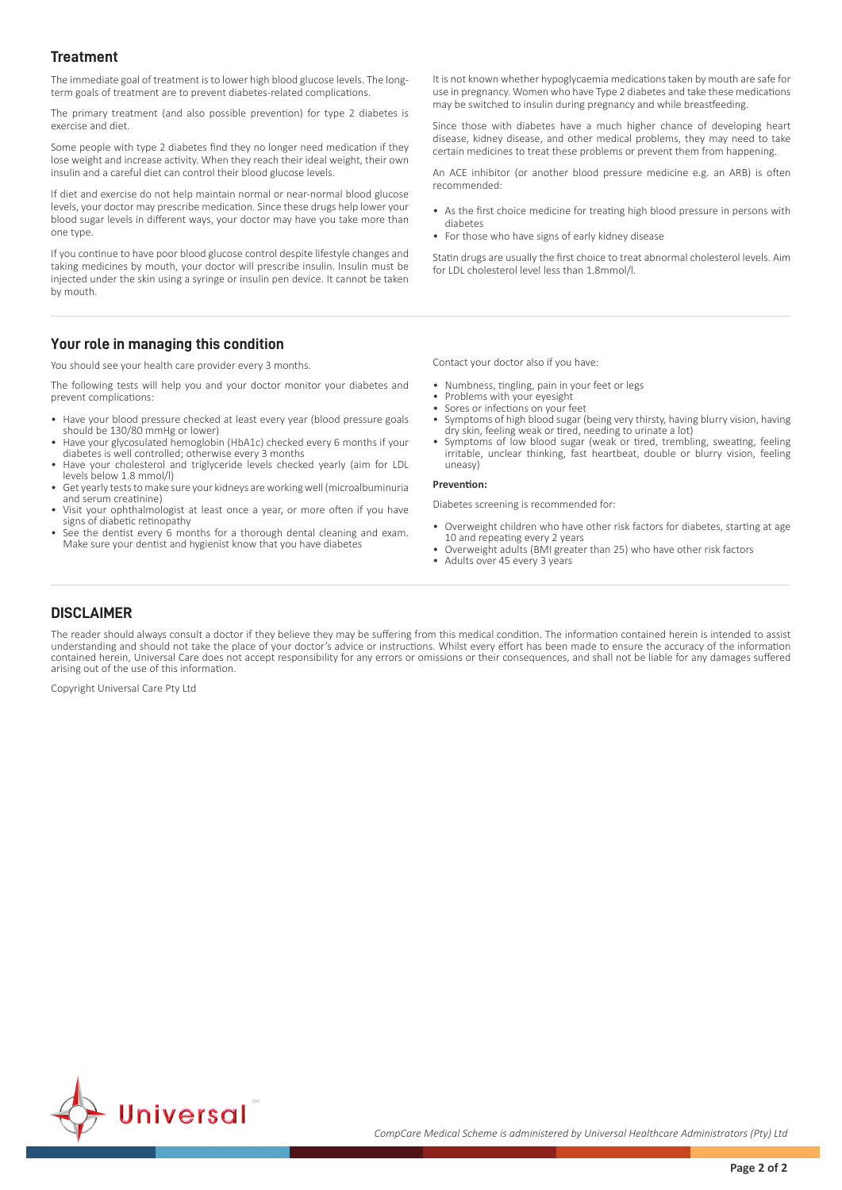## Treatment

The immediate goal of treatment is to lower high blood glucose levels. The long-term goals of treatment are to prevent diabetes-related complications.

The primary treatment (and also possible prevention) for type 2 diabetes is exercise and diet.

Some people with type 2 diabetes find they no longer need medication if they lose weight and increase activity. When they reach their ideal weight, their own insulin and a careful diet can control their blood glucose levels.

If diet and exercise do not help maintain normal or near-normal blood glucose levels, your doctor may prescribe medication. Since these drugs help lower your blood sugar levels in different ways, your doctor may have you take more than one type.

If you continue to have poor blood glucose control despite lifestyle changes and taking medicines by mouth, your doctor will prescribe insulin. Insulin must be injected under the skin using a syringe or insulin pen device. It cannot be taken by mouth.

It is not known whether hypoglycaemia medications taken by mouth are safe for use in pregnancy. Women who have Type 2 diabetes and take these medications may be switched to insulin during pregnancy and while breastfeeding.

Since those with diabetes have a much higher chance of developing heart disease, kidney disease, and other medical problems, they may need to take certain medicines to treat these problems or prevent them from happening.

An ACE inhibitor (or another blood pressure medicine e.g. an ARB) is often recommended:

- As the first choice medicine for treating high blood pressure in persons with diabetes
- For those who have signs of early kidney disease

Statin drugs are usually the first choice to treat abnormal cholesterol levels. Aim for LDL cholesterol level less than 1.8mmol/l.

## Your role in managing this condition

You should see your health care provider every 3 months.

The following tests will help you and your doctor monitor your diabetes and prevent complications:

- Have your blood pressure checked at least every year (blood pressure goals should be 130/80 mmHg or lower)
- Have your glycosulated hemoglobin (HbA1c) checked every 6 months if your diabetes is well controlled; otherwise every 3 months
- Have your cholesterol and triglyceride levels checked yearly (aim for LDL levels below 1.8 mmol/l)
- Get yearly tests to make sure your kidneys are working well (microalbuminuria and serum creatinine)
- Visit your ophthalmologist at least once a year, or more often if you have signs of diabetic retinopathy
- See the dentist every 6 months for a thorough dental cleaning and exam. Make sure your dentist and hygienist know that you have diabetes

Contact your doctor also if you have:

- Numbness, tingling, pain in your feet or legs
- Problems with your eyesight
- Sores or infections on your feet
- Symptoms of high blood sugar (being very thirsty, having blurry vision, having dry skin, feeling weak or tired, needing to urinate a lot)
- Symptoms of low blood sugar (weak or tired, trembling, sweating, feeling irritable, unclear thinking, fast heartbeat, double or blurry vision, feeling uneasy)

**Prevention:**

Diabetes screening is recommended for:

- Overweight children who have other risk factors for diabetes, starting at age 10 and repeating every 2 years
- Overweight adults (BMI greater than 25) who have other risk factors
- Adults over 45 every 3 years

## DISCLAIMER

The reader should always consult a doctor if they believe they may be suffering from this medical condition. The information contained herein is intended to assist understanding and should not take the place of your doctor's advice or instructions. Whilst every effort has been made to ensure the accuracy of the information contained herein, Universal Care does not accept responsibility for any errors or omissions or their consequences, and shall not be liable for any damages suffered arising out of the use of this information.

Copyright Universal Care Pty Ltd

Universal™

*CompCare Medical Scheme is administered by Universal Healthcare Administrators (Pty) Ltd*